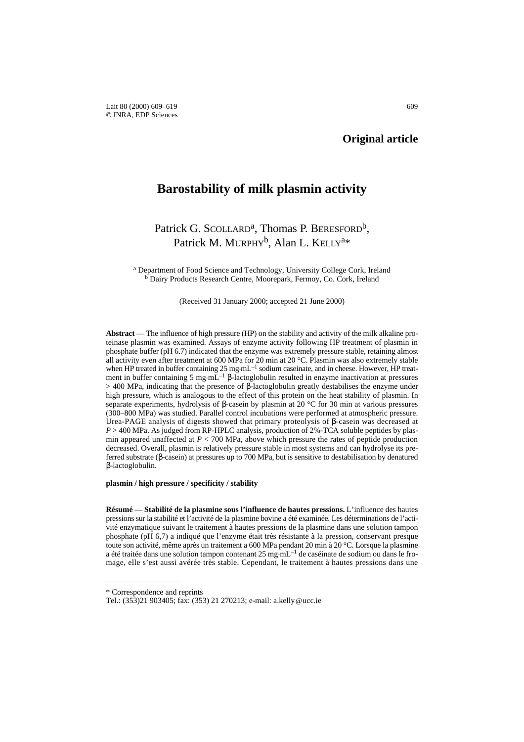**Original article**

# Barostability of milk plasmin activity

Patrick G. SCOLLARD[a], Thomas P. BERESFORD[b], Patrick M. MURPHY[b], Alan L. KELLY[a]*

[a] Department of Food Science and Technology, University College Cork, Ireland
[b] Dairy Products Research Centre, Moorepark, Fermoy, Co. Cork, Ireland

(Received 31 January 2000; accepted 21 June 2000)

**Abstract** — The influence of high pressure (HP) on the stability and activity of the milk alkaline proteinase plasmin was examined. Assays of enzyme activity following HP treatment of plasmin in phosphate buffer (pH 6.7) indicated that the enzyme was extremely pressure stable, retaining almost all activity even after treatment at 600 MPa for 20 min at 20 °C. Plasmin was also extremely stable when HP treated in buffer containing 25 $mg{\cdot}mL^{-1}$ sodium caseinate, and in cheese. However, HP treatment in buffer containing 5 $mg{\cdot}mL^{-1}$ β-lactoglobulin resulted in enzyme inactivation at pressures > 400 MPa, indicating that the presence of β-lactoglobulin greatly destabilises the enzyme under high pressure, which is analogous to the effect of this protein on the heat stability of plasmin. In separate experiments, hydrolysis of β-casein by plasmin at 20 °C for 30 min at various pressures (300–800 MPa) was studied. Parallel control incubations were performed at atmospheric pressure. Urea-PAGE analysis of digests showed that primary proteolysis of β-casein was decreased at $P > 400$ MPa. As judged from RP-HPLC analysis, production of 2%-TCA soluble peptides by plasmin appeared unaffected at $P < 700$ MPa, above which pressure the rates of peptide production decreased. Overall, plasmin is relatively pressure stable in most systems and can hydrolyse its preferred substrate (β-casein) at pressures up to 700 MPa, but is sensitive to destabilisation by denatured β-lactoglobulin.

**plasmin / high pressure / specificity / stability**

**Résumé** — **Stabilité de la plasmine sous l'influence de hautes pressions.** L'influence des hautes pressions sur la stabilité et l'activité de la plasmine bovine a été examinée. Les déterminations de l'activité enzymatique suivant le traitement à hautes pressions de la plasmine dans une solution tampon phosphate (pH 6,7) a indiqué que l'enzyme était très résistante à la pression, conservant presque toute son activité, même après un traitement a 600 MPa pendant 20 min à 20 °C. Lorsque la plasmine a été traitée dans une solution tampon contenant 25 $mg{\cdot}mL^{-1}$ de caséinate de sodium ou dans le fromage, elle s'est aussi avérée très stable. Cependant, le traitement à hautes pressions dans une

* Correspondence and reprints
Tel.: (353)21 903405; fax: (353) 21 270213; e-mail: a.kelly@ucc.ie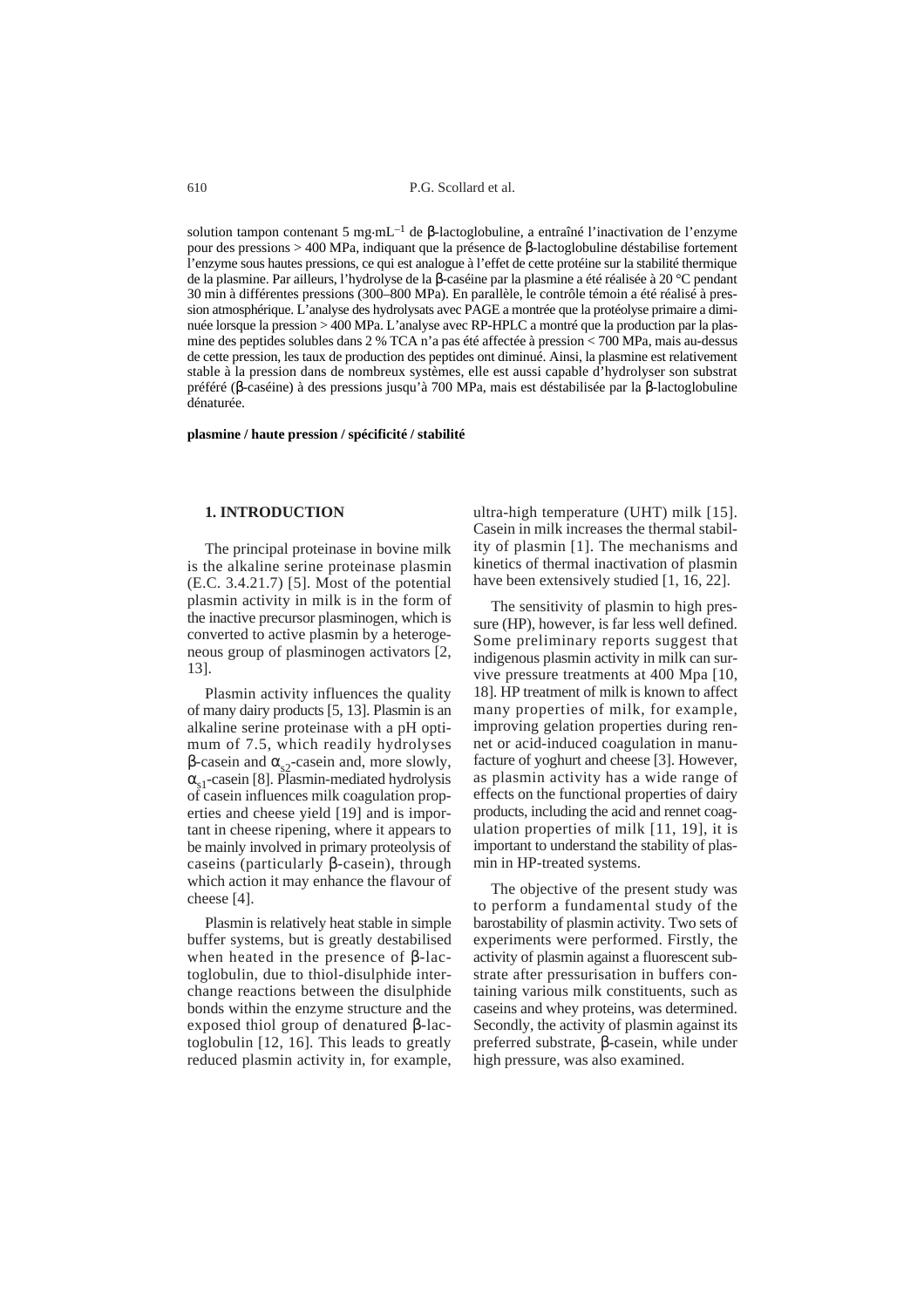solution tampon contenant 5 mg·mL$^{-1}$ de β-lactoglobuline, a entraîné l'inactivation de l'enzyme pour des pressions > 400 MPa, indiquant que la présence de β-lactoglobuline déstabilise fortement l'enzyme sous hautes pressions, ce qui est analogue à l'effet de cette protéine sur la stabilité thermique de la plasmine. Par ailleurs, l'hydrolyse de la β-caséine par la plasmine a été réalisée à 20 °C pendant 30 min à différentes pressions (300–800 MPa). En parallèle, le contrôle témoin a été réalisé à pression atmosphérique. L'analyse des hydrolysats avec PAGE a montrée que la protéolyse primaire a diminuée lorsque la pression > 400 MPa. L'analyse avec RP-HPLC a montré que la production par la plasmine des peptides solubles dans 2 % TCA n'a pas été affectée à pression < 700 MPa, mais au-dessus de cette pression, les taux de production des peptides ont diminué. Ainsi, la plasmine est relativement stable à la pression dans de nombreux systèmes, elle est aussi capable d'hydrolyser son substrat préféré (β-caséine) à des pressions jusqu'à 700 MPa, mais est déstabilisée par la β-lactoglobuline dénaturée.

**plasmine / haute pression / spécificité / stabilité**

## 1. INTRODUCTION

The principal proteinase in bovine milk is the alkaline serine proteinase plasmin (E.C. 3.4.21.7) [5]. Most of the potential plasmin activity in milk is in the form of the inactive precursor plasminogen, which is converted to active plasmin by a heterogeneous group of plasminogen activators [2, 13].

Plasmin activity influences the quality of many dairy products [5, 13]. Plasmin is an alkaline serine proteinase with a pH optimum of 7.5, which readily hydrolyses β-casein and $\alpha_{s2}$-casein and, more slowly, $\alpha_{s1}$-casein [8]. Plasmin-mediated hydrolysis of casein influences milk coagulation properties and cheese yield [19] and is important in cheese ripening, where it appears to be mainly involved in primary proteolysis of caseins (particularly β-casein), through which action it may enhance the flavour of cheese [4].

Plasmin is relatively heat stable in simple buffer systems, but is greatly destabilised when heated in the presence of β-lactoglobulin, due to thiol-disulphide interchange reactions between the disulphide bonds within the enzyme structure and the exposed thiol group of denatured β-lactoglobulin [12, 16]. This leads to greatly reduced plasmin activity in, for example, ultra-high temperature (UHT) milk [15]. Casein in milk increases the thermal stability of plasmin [1]. The mechanisms and kinetics of thermal inactivation of plasmin have been extensively studied [1, 16, 22].

The sensitivity of plasmin to high pressure (HP), however, is far less well defined. Some preliminary reports suggest that indigenous plasmin activity in milk can survive pressure treatments at 400 Mpa [10, 18]. HP treatment of milk is known to affect many properties of milk, for example, improving gelation properties during rennet or acid-induced coagulation in manufacture of yoghurt and cheese [3]. However, as plasmin activity has a wide range of effects on the functional properties of dairy products, including the acid and rennet coagulation properties of milk [11, 19], it is important to understand the stability of plasmin in HP-treated systems.

The objective of the present study was to perform a fundamental study of the barostability of plasmin activity. Two sets of experiments were performed. Firstly, the activity of plasmin against a fluorescent substrate after pressurisation in buffers containing various milk constituents, such as caseins and whey proteins, was determined. Secondly, the activity of plasmin against its preferred substrate, β-casein, while under high pressure, was also examined.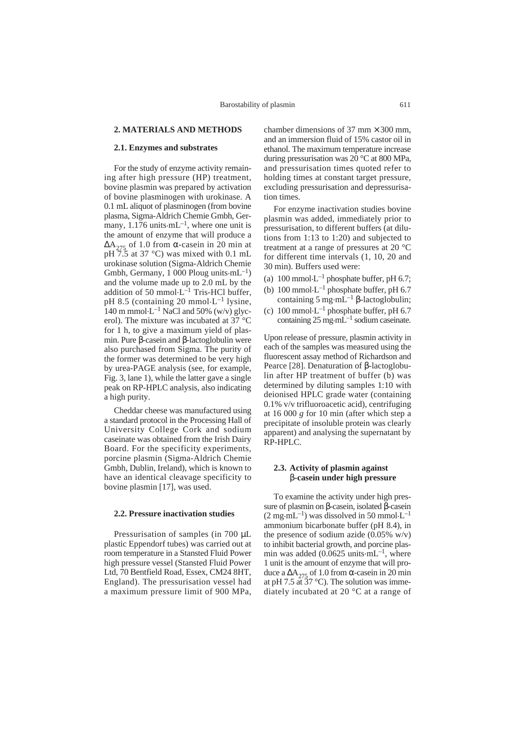## 2. MATERIALS AND METHODS

### 2.1. Enzymes and substrates

For the study of enzyme activity remaining after high pressure (HP) treatment, bovine plasmin was prepared by activation of bovine plasminogen with urokinase. A 0.1 mL aliquot of plasminogen (from bovine plasma, Sigma-Aldrich Chemie Gmbh, Germany, 1.176 units·mL$^{-1}$, where one unit is the amount of enzyme that will produce a $\Delta A_{275}$ of 1.0 from α-casein in 20 min at pH 7.5 at 37 °C) was mixed with 0.1 mL urokinase solution (Sigma-Aldrich Chemie Gmbh, Germany, 1 000 Ploug units·mL$^{-1}$) and the volume made up to 2.0 mL by the addition of 50 mmol·L$^{-1}$ Tris-HCl buffer, pH 8.5 (containing 20 mmol·L$^{-1}$ lysine, 140 m mmol·L$^{-1}$ NaCl and 50% (w/v) glycerol). The mixture was incubated at 37 °C for 1 h, to give a maximum yield of plasmin. Pure β-casein and β-lactoglobulin were also purchased from Sigma. The purity of the former was determined to be very high by urea-PAGE analysis (see, for example, Fig. 3, lane 1), while the latter gave a single peak on RP-HPLC analysis, also indicating a high purity.

Cheddar cheese was manufactured using a standard protocol in the Processing Hall of University College Cork and sodium caseinate was obtained from the Irish Dairy Board. For the specificity experiments, porcine plasmin (Sigma-Aldrich Chemie Gmbh, Dublin, Ireland), which is known to have an identical cleavage specificity to bovine plasmin [17], was used.

### 2.2. Pressure inactivation studies

Pressurisation of samples (in 700 μL plastic Eppendorf tubes) was carried out at room temperature in a Stansted Fluid Power high pressure vessel (Stansted Fluid Power Ltd, 70 Bentfield Road, Essex, CM24 8HT, England). The pressurisation vessel had a maximum pressure limit of 900 MPa, chamber dimensions of 37 mm × 300 mm, and an immersion fluid of 15% castor oil in ethanol. The maximum temperature increase during pressurisation was 20 °C at 800 MPa, and pressurisation times quoted refer to holding times at constant target pressure, excluding pressurisation and depressurisation times.

For enzyme inactivation studies bovine plasmin was added, immediately prior to pressurisation, to different buffers (at dilutions from 1:13 to 1:20) and subjected to treatment at a range of pressures at 20 °C for different time intervals (1, 10, 20 and 30 min). Buffers used were:

(a) 100 mmol·L$^{-1}$ phosphate buffer, pH 6.7;
(b) 100 mmol·L$^{-1}$ phosphate buffer, pH 6.7 containing 5 mg·mL$^{-1}$ β-lactoglobulin;
(c) 100 mmol·L$^{-1}$ phosphate buffer, pH 6.7 containing 25 mg·mL$^{-1}$ sodium caseinate.

Upon release of pressure, plasmin activity in each of the samples was measured using the fluorescent assay method of Richardson and Pearce [28]. Denaturation of β-lactoglobulin after HP treatment of buffer (b) was determined by diluting samples 1:10 with deionised HPLC grade water (containing 0.1% v/v trifluoroacetic acid), centrifuging at 16 000 *g* for 10 min (after which step a precipitate of insoluble protein was clearly apparent) and analysing the supernatant by RP-HPLC.

### 2.3. Activity of plasmin against β-casein under high pressure

To examine the activity under high pressure of plasmin on β-casein, isolated β-casein (2 mg·mL$^{-1}$) was dissolved in 50 mmol·L$^{-1}$ ammonium bicarbonate buffer (pH 8.4), in the presence of sodium azide (0.05% w/v) to inhibit bacterial growth, and porcine plasmin was added (0.0625 units·mL$^{-1}$, where 1 unit is the amount of enzyme that will produce a $\Delta A_{275}$ of 1.0 from α-casein in 20 min at pH 7.5 at 37 °C). The solution was immediately incubated at 20 °C at a range of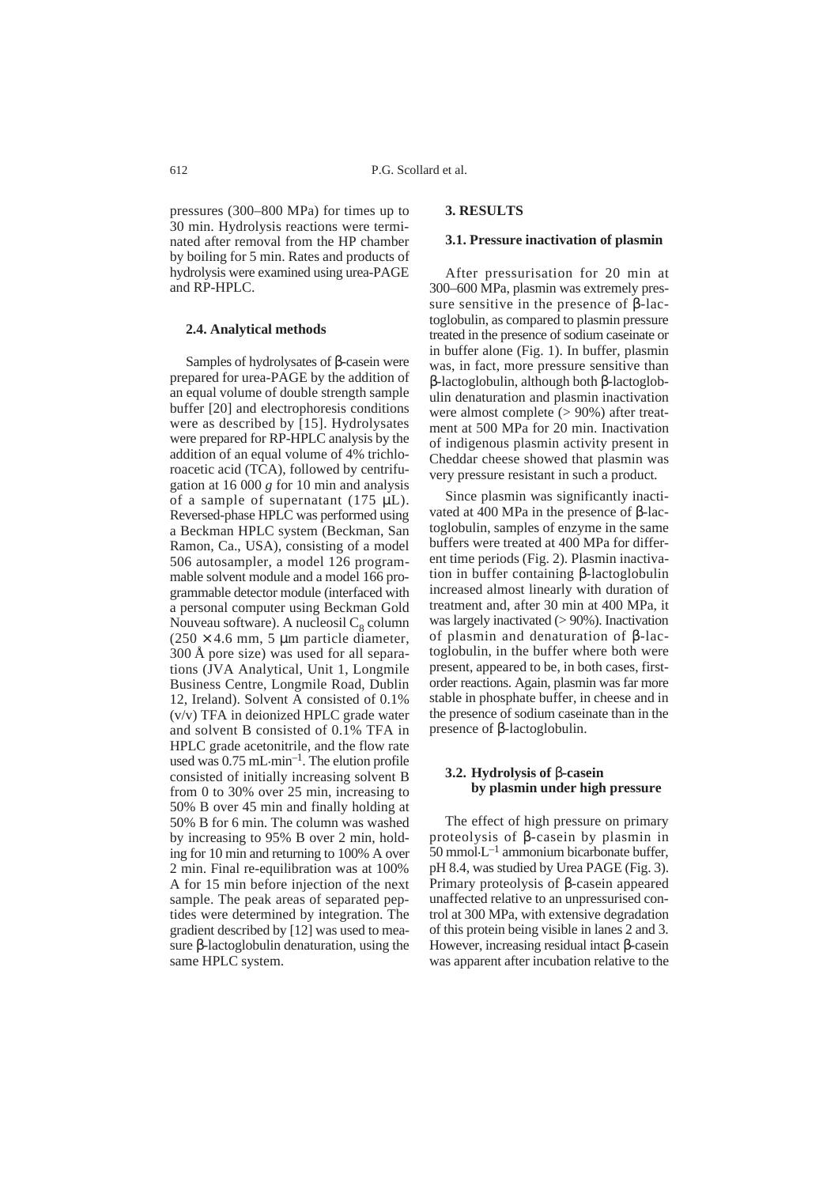pressures (300–800 MPa) for times up to 30 min. Hydrolysis reactions were terminated after removal from the HP chamber by boiling for 5 min. Rates and products of hydrolysis were examined using urea-PAGE and RP-HPLC.

### 2.4. Analytical methods

Samples of hydrolysates of β-casein were prepared for urea-PAGE by the addition of an equal volume of double strength sample buffer [20] and electrophoresis conditions were as described by [15]. Hydrolysates were prepared for RP-HPLC analysis by the addition of an equal volume of 4% trichloroacetic acid (TCA), followed by centrifugation at 16 000 *g* for 10 min and analysis of a sample of supernatant (175 μL). Reversed-phase HPLC was performed using a Beckman HPLC system (Beckman, San Ramon, Ca., USA), consisting of a model 506 autosampler, a model 126 programmable solvent module and a model 166 programmable detector module (interfaced with a personal computer using Beckman Gold Nouveau software). A nucleosil $C_8$ column (250 × 4.6 mm, 5 μm particle diameter, 300 Å pore size) was used for all separations (JVA Analytical, Unit 1, Longmile Business Centre, Longmile Road, Dublin 12, Ireland). Solvent A consisted of 0.1% (v/v) TFA in deionized HPLC grade water and solvent B consisted of 0.1% TFA in HPLC grade acetonitrile, and the flow rate used was 0.75 mL·min$^{-1}$. The elution profile consisted of initially increasing solvent B from 0 to 30% over 25 min, increasing to 50% B over 45 min and finally holding at 50% B for 6 min. The column was washed by increasing to 95% B over 2 min, holding for 10 min and returning to 100% A over 2 min. Final re-equilibration was at 100% A for 15 min before injection of the next sample. The peak areas of separated peptides were determined by integration. The gradient described by [12] was used to measure β-lactoglobulin denaturation, using the same HPLC system.

## 3. RESULTS

### 3.1. Pressure inactivation of plasmin

After pressurisation for 20 min at 300–600 MPa, plasmin was extremely pressure sensitive in the presence of β-lactoglobulin, as compared to plasmin pressure treated in the presence of sodium caseinate or in buffer alone (Fig. 1). In buffer, plasmin was, in fact, more pressure sensitive than β-lactoglobulin, although both β-lactoglobulin denaturation and plasmin inactivation were almost complete (> 90%) after treatment at 500 MPa for 20 min. Inactivation of indigenous plasmin activity present in Cheddar cheese showed that plasmin was very pressure resistant in such a product.

Since plasmin was significantly inactivated at 400 MPa in the presence of β-lactoglobulin, samples of enzyme in the same buffers were treated at 400 MPa for different time periods (Fig. 2). Plasmin inactivation in buffer containing β-lactoglobulin increased almost linearly with duration of treatment and, after 30 min at 400 MPa, it was largely inactivated (> 90%). Inactivation of plasmin and denaturation of β-lactoglobulin, in the buffer where both were present, appeared to be, in both cases, first-order reactions. Again, plasmin was far more stable in phosphate buffer, in cheese and in the presence of sodium caseinate than in the presence of β-lactoglobulin.

### 3.2. Hydrolysis of β-casein by plasmin under high pressure

The effect of high pressure on primary proteolysis of β-casein by plasmin in 50 mmol·L$^{-1}$ ammonium bicarbonate buffer, pH 8.4, was studied by Urea PAGE (Fig. 3). Primary proteolysis of β-casein appeared unaffected relative to an unpressurised control at 300 MPa, with extensive degradation of this protein being visible in lanes 2 and 3. However, increasing residual intact β-casein was apparent after incubation relative to the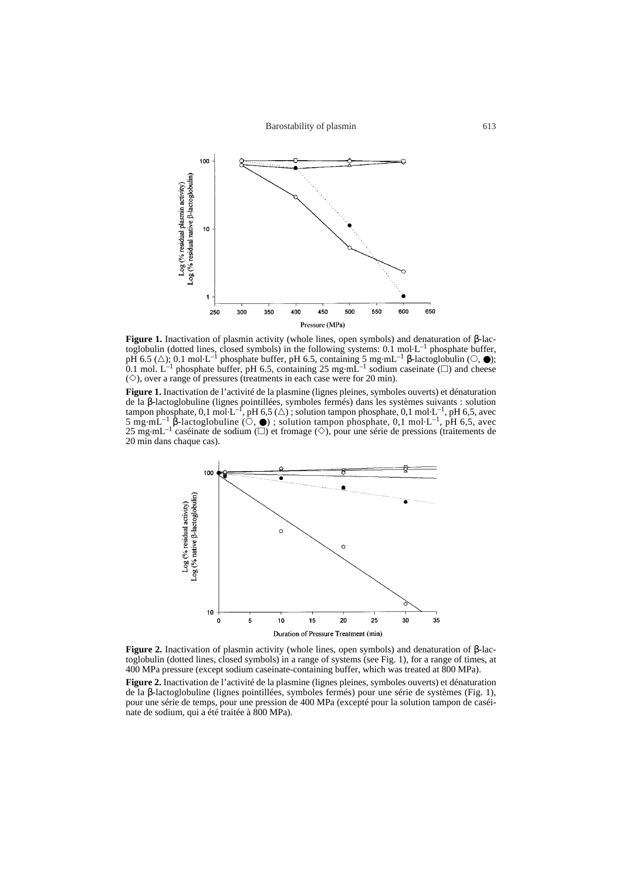**Figure 1.** Inactivation of plasmin activity (whole lines, open symbols) and denaturation of β-lactoglobulin (dotted lines, closed symbols) in the following systems: 0.1 mol·L$^{-1}$ phosphate buffer, pH 6.5 (△); 0.1 mol·L$^{-1}$ phosphate buffer, pH 6.5, containing 5 mg·mL$^{-1}$ β-lactoglobulin (○, ●); 0.1 mol. L$^{-1}$ phosphate buffer, pH 6.5, containing 25 mg·mL$^{-1}$ sodium caseinate (□) and cheese (◇), over a range of pressures (treatments in each case were for 20 min).

**Figure 1.** Inactivation de l'activité de la plasmine (lignes pleines, symboles ouverts) et dénaturation de la β-lactoglobuline (lignes pointillées, symboles fermés) dans les systèmes suivants : solution tampon phosphate, 0,1 mol·L$^{-1}$, pH 6,5 (△) ; solution tampon phosphate, 0,1 mol·L$^{-1}$, pH 6,5, avec 5 mg·mL$^{-1}$ β-lactoglobuline (○, ●) ; solution tampon phosphate, 0,1 mol·L$^{-1}$, pH 6,5, avec 25 mg·mL$^{-1}$ caséinate de sodium (□) et fromage (◇), pour une série de pressions (traitements de 20 min dans chaque cas).

**Figure 2.** Inactivation of plasmin activity (whole lines, open symbols) and denaturation of β-lactoglobulin (dotted lines, closed symbols) in a range of systems (see Fig. 1), for a range of times, at 400 MPa pressure (except sodium caseinate-containing buffer, which was treated at 800 MPa).

**Figure 2.** Inactivation de l'activité de la plasmine (lignes pleines, symboles ouverts) et dénaturation de la β-lactoglobuline (lignes pointillées, symboles fermés) pour une série de systèmes (Fig. 1), pour une série de temps, pour une pression de 400 MPa (excepté pour la solution tampon de caséinate de sodium, qui a été traitée à 800 MPa).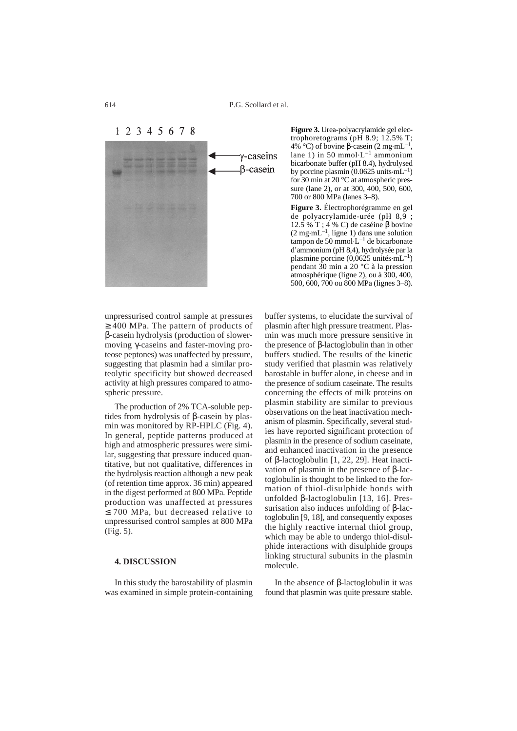**Figure 3.** Urea-polyacrylamide gel electrophoretograms (pH 8.9; 12.5% T; 4% °C) of bovine β-casein (2 mg·mL$^{-1}$, lane 1) in 50 mmol·L$^{-1}$ ammonium bicarbonate buffer (pH 8.4), hydrolysed by porcine plasmin (0.0625 units·mL$^{-1}$) for 30 min at 20 °C at atmospheric pressure (lane 2), or at 300, 400, 500, 600, 700 or 800 MPa (lanes 3–8).

**Figure 3.** Électrophorégramme en gel de polyacrylamide-urée (pH 8,9 ; 12.5 % T ; 4 % C) de caséine β bovine (2 mg·mL$^{-1}$, ligne 1) dans une solution tampon de 50 mmol·L$^{-1}$ de bicarbonate d'ammonium (pH 8,4), hydrolysée par la plasmine porcine (0,0625 unités·mL$^{-1}$) pendant 30 min a 20 °C à la pression atmosphérique (ligne 2), ou à 300, 400, 500, 600, 700 ou 800 MPa (lignes 3–8).

unpressurised control sample at pressures ≥ 400 MPa. The pattern of products of β-casein hydrolysis (production of slower-moving γ-caseins and faster-moving proteose peptones) was unaffected by pressure, suggesting that plasmin had a similar proteolytic specificity but showed decreased activity at high pressures compared to atmospheric pressure.

The production of 2% TCA-soluble peptides from hydrolysis of β-casein by plasmin was monitored by RP-HPLC (Fig. 4). In general, peptide patterns produced at high and atmospheric pressures were similar, suggesting that pressure induced quantitative, but not qualitative, differences in the hydrolysis reaction although a new peak (of retention time approx. 36 min) appeared in the digest performed at 800 MPa. Peptide production was unaffected at pressures ≤ 700 MPa, but decreased relative to unpressurised control samples at 800 MPa (Fig. 5).

## 4. DISCUSSION

In this study the barostability of plasmin was examined in simple protein-containing buffer systems, to elucidate the survival of plasmin after high pressure treatment. Plasmin was much more pressure sensitive in the presence of β-lactoglobulin than in other buffers studied. The results of the kinetic study verified that plasmin was relatively barostable in buffer alone, in cheese and in the presence of sodium caseinate. The results concerning the effects of milk proteins on plasmin stability are similar to previous observations on the heat inactivation mechanism of plasmin. Specifically, several studies have reported significant protection of plasmin in the presence of sodium caseinate, and enhanced inactivation in the presence of β-lactoglobulin [1, 22, 29]. Heat inactivation of plasmin in the presence of β-lactoglobulin is thought to be linked to the formation of thiol-disulphide bonds with unfolded β-lactoglobulin [13, 16]. Pressurisation also induces unfolding of β-lactoglobulin [9, 18], and consequently exposes the highly reactive internal thiol group, which may be able to undergo thiol-disulphide interactions with disulphide groups linking structural subunits in the plasmin molecule.

In the absence of β-lactoglobulin it was found that plasmin was quite pressure stable.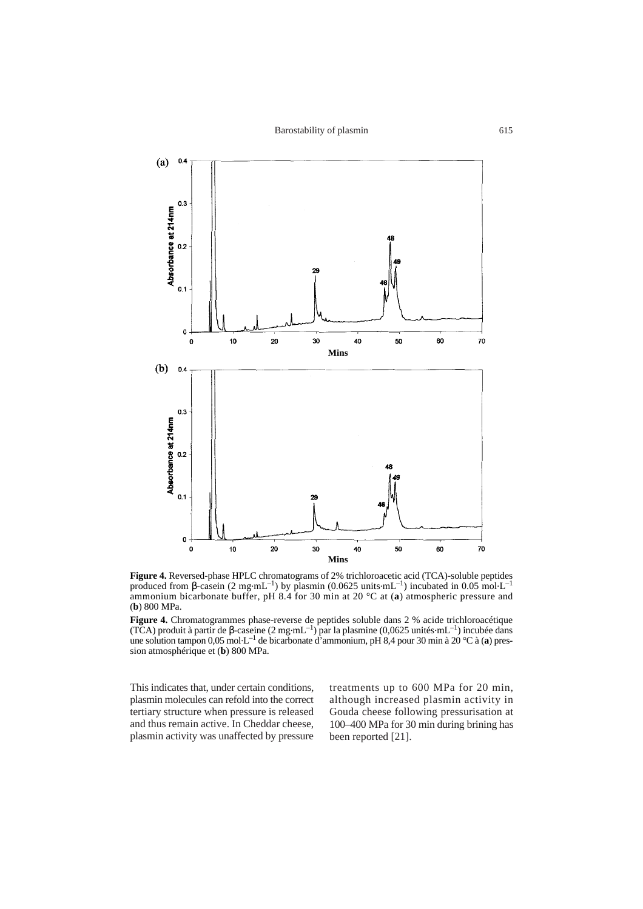**Figure 4.** Reversed-phase HPLC chromatograms of 2% trichloroacetic acid (TCA)-soluble peptides produced from β-casein (2 mg·mL$^{-1}$) by plasmin (0.0625 units·mL$^{-1}$) incubated in 0.05 mol·L$^{-1}$ ammonium bicarbonate buffer, pH 8.4 for 30 min at 20 °C at (**a**) atmospheric pressure and (**b**) 800 MPa.

**Figure 4.** Chromatogrammes phase-reverse de peptides soluble dans 2 % acide trichloroacétique (TCA) produit à partir de β-caseine (2 mg·mL$^{-1}$) par la plasmine (0,0625 unités·mL$^{-1}$) incubée dans une solution tampon 0,05 mol·L$^{-1}$ de bicarbonate d'ammonium, pH 8,4 pour 30 min à 20 °C à (**a**) pression atmosphérique et (**b**) 800 MPa.

This indicates that, under certain conditions, plasmin molecules can refold into the correct tertiary structure when pressure is released and thus remain active. In Cheddar cheese, plasmin activity was unaffected by pressure treatments up to 600 MPa for 20 min, although increased plasmin activity in Gouda cheese following pressurisation at 100–400 MPa for 30 min during brining has been reported [21].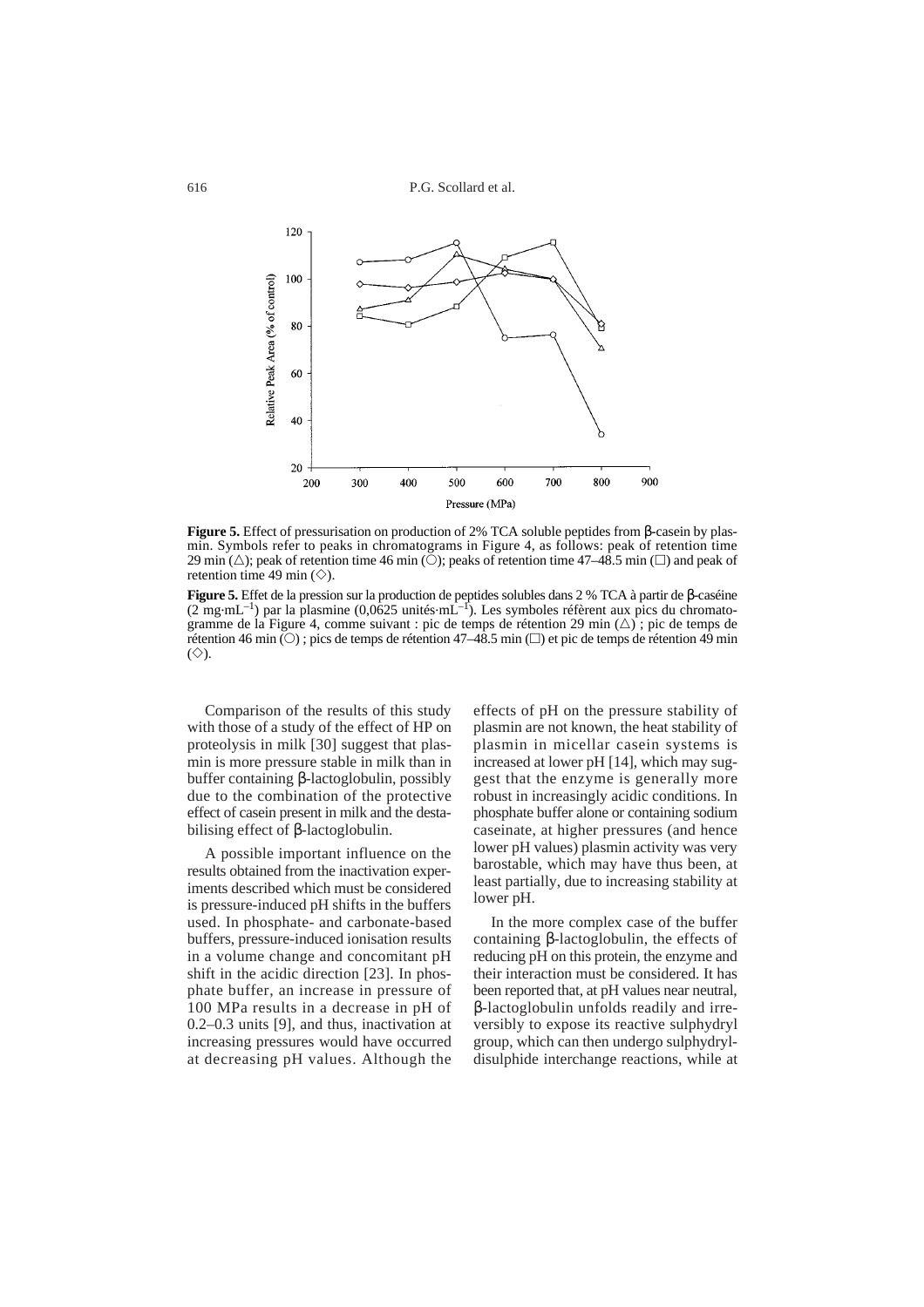**Figure 5.** Effect of pressurisation on production of 2% TCA soluble peptides from β-casein by plasmin. Symbols refer to peaks in chromatograms in Figure 4, as follows: peak of retention time 29 min (△); peak of retention time 46 min (○); peaks of retention time 47–48.5 min (□) and peak of retention time 49 min (◇).

**Figure 5.** Effet de la pression sur la production de peptides solubles dans 2 % TCA à partir de β-caséine (2 mg·mL$^{-1}$) par la plasmine (0,0625 unités·mL$^{-1}$). Les symboles réfèrent aux pics du chromatogramme de la Figure 4, comme suivant : pic de temps de rétention 29 min (△) ; pic de temps de rétention 46 min (○) ; pics de temps de rétention 47–48.5 min (□) et pic de temps de rétention 49 min (◇).

Comparison of the results of this study with those of a study of the effect of HP on proteolysis in milk [30] suggest that plasmin is more pressure stable in milk than in buffer containing β-lactoglobulin, possibly due to the combination of the protective effect of casein present in milk and the destabilising effect of β-lactoglobulin.

A possible important influence on the results obtained from the inactivation experiments described which must be considered is pressure-induced pH shifts in the buffers used. In phosphate- and carbonate-based buffers, pressure-induced ionisation results in a volume change and concomitant pH shift in the acidic direction [23]. In phosphate buffer, an increase in pressure of 100 MPa results in a decrease in pH of 0.2–0.3 units [9], and thus, inactivation at increasing pressures would have occurred at decreasing pH values. Although the effects of pH on the pressure stability of plasmin are not known, the heat stability of plasmin in micellar casein systems is increased at lower pH [14], which may suggest that the enzyme is generally more robust in increasingly acidic conditions. In phosphate buffer alone or containing sodium caseinate, at higher pressures (and hence lower pH values) plasmin activity was very barostable, which may have thus been, at least partially, due to increasing stability at lower pH.

In the more complex case of the buffer containing β-lactoglobulin, the effects of reducing pH on this protein, the enzyme and their interaction must be considered. It has been reported that, at pH values near neutral, β-lactoglobulin unfolds readily and irreversibly to expose its reactive sulphydryl group, which can then undergo sulphydryl-disulphide interchange reactions, while at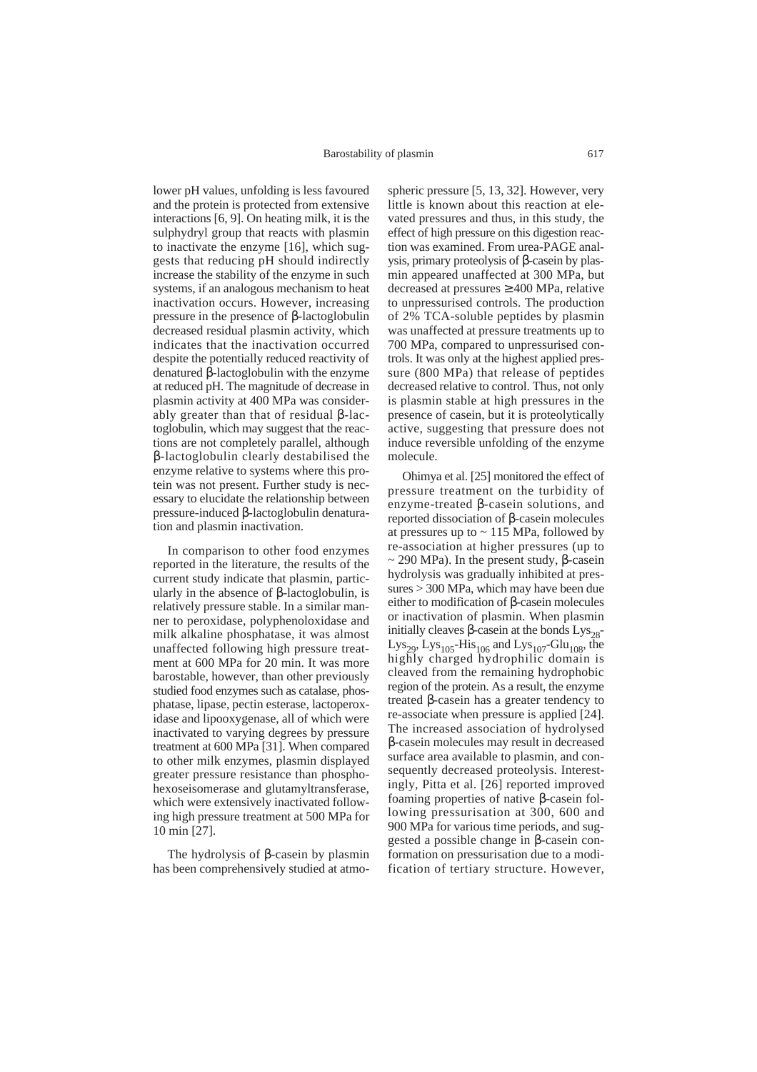lower pH values, unfolding is less favoured and the protein is protected from extensive interactions [6, 9]. On heating milk, it is the sulphydryl group that reacts with plasmin to inactivate the enzyme [16], which suggests that reducing pH should indirectly increase the stability of the enzyme in such systems, if an analogous mechanism to heat inactivation occurs. However, increasing pressure in the presence of β-lactoglobulin decreased residual plasmin activity, which indicates that the inactivation occurred despite the potentially reduced reactivity of denatured β-lactoglobulin with the enzyme at reduced pH. The magnitude of decrease in plasmin activity at 400 MPa was considerably greater than that of residual β-lactoglobulin, which may suggest that the reactions are not completely parallel, although β-lactoglobulin clearly destabilised the enzyme relative to systems where this protein was not present. Further study is necessary to elucidate the relationship between pressure-induced β-lactoglobulin denaturation and plasmin inactivation.

In comparison to other food enzymes reported in the literature, the results of the current study indicate that plasmin, particularly in the absence of β-lactoglobulin, is relatively pressure stable. In a similar manner to peroxidase, polyphenoloxidase and milk alkaline phosphatase, it was almost unaffected following high pressure treatment at 600 MPa for 20 min. It was more barostable, however, than other previously studied food enzymes such as catalase, phosphatase, lipase, pectin esterase, lactoperoxidase and lipooxygenase, all of which were inactivated to varying degrees by pressure treatment at 600 MPa [31]. When compared to other milk enzymes, plasmin displayed greater pressure resistance than phosphohexoseisomerase and glutamyltransferase, which were extensively inactivated following high pressure treatment at 500 MPa for 10 min [27].

The hydrolysis of β-casein by plasmin has been comprehensively studied at atmospheric pressure [5, 13, 32]. However, very little is known about this reaction at elevated pressures and thus, in this study, the effect of high pressure on this digestion reaction was examined. From urea-PAGE analysis, primary proteolysis of β-casein by plasmin appeared unaffected at 300 MPa, but decreased at pressures ≥ 400 MPa, relative to unpressurised controls. The production of 2% TCA-soluble peptides by plasmin was unaffected at pressure treatments up to 700 MPa, compared to unpressurised controls. It was only at the highest applied pressure (800 MPa) that release of peptides decreased relative to control. Thus, not only is plasmin stable at high pressures in the presence of casein, but it is proteolytically active, suggesting that pressure does not induce reversible unfolding of the enzyme molecule.

Ohimya et al. [25] monitored the effect of pressure treatment on the turbidity of enzyme-treated β-casein solutions, and reported dissociation of β-casein molecules at pressures up to ~ 115 MPa, followed by re-association at higher pressures (up to ~ 290 MPa). In the present study, β-casein hydrolysis was gradually inhibited at pressures > 300 MPa, which may have been due either to modification of β-casein molecules or inactivation of plasmin. When plasmin initially cleaves β-casein at the bonds $Lys_{28}$-$Lys_{29}$, $Lys_{105}$-$His_{106}$ and $Lys_{107}$-$Glu_{108}$, the highly charged hydrophilic domain is cleaved from the remaining hydrophobic region of the protein. As a result, the enzyme treated β-casein has a greater tendency to re-associate when pressure is applied [24]. The increased association of hydrolysed β-casein molecules may result in decreased surface area available to plasmin, and consequently decreased proteolysis. Interestingly, Pitta et al. [26] reported improved foaming properties of native β-casein following pressurisation at 300, 600 and 900 MPa for various time periods, and suggested a possible change in β-casein conformation on pressurisation due to a modification of tertiary structure. However,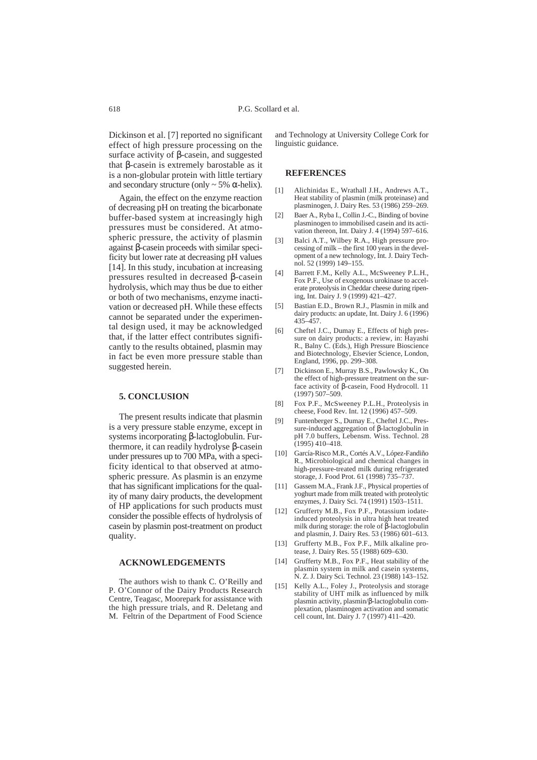Dickinson et al. [7] reported no significant effect of high pressure processing on the surface activity of β-casein, and suggested that β-casein is extremely barostable as it is a non-globular protein with little tertiary and secondary structure (only ~ 5% α-helix).

Again, the effect on the enzyme reaction of decreasing pH on treating the bicarbonate buffer-based system at increasingly high pressures must be considered. At atmospheric pressure, the activity of plasmin against β-casein proceeds with similar specificity but lower rate at decreasing pH values [14]. In this study, incubation at increasing pressures resulted in decreased β-casein hydrolysis, which may thus be due to either or both of two mechanisms, enzyme inactivation or decreased pH. While these effects cannot be separated under the experimental design used, it may be acknowledged that, if the latter effect contributes significantly to the results obtained, plasmin may in fact be even more pressure stable than suggested herein.

## 5. CONCLUSION

The present results indicate that plasmin is a very pressure stable enzyme, except in systems incorporating β-lactoglobulin. Furthermore, it can readily hydrolyse β-casein under pressures up to 700 MPa, with a specificity identical to that observed at atmospheric pressure. As plasmin is an enzyme that has significant implications for the quality of many dairy products, the development of HP applications for such products must consider the possible effects of hydrolysis of casein by plasmin post-treatment on product quality.

## ACKNOWLEDGEMENTS

The authors wish to thank C. O'Reilly and P. O'Connor of the Dairy Products Research Centre, Teagasc, Moorepark for assistance with the high pressure trials, and R. Deletang and M. Feltrin of the Department of Food Science and Technology at University College Cork for linguistic guidance.

## REFERENCES

[1] Alichinidas E., Wrathall J.H., Andrews A.T., Heat stability of plasmin (milk proteinase) and plasminogen, J. Dairy Res. 53 (1986) 259–269.

[2] Baer A., Ryba I., Collin J.-C., Binding of bovine plasminogen to immobilised casein and its activation thereon, Int. Dairy J. 4 (1994) 597–616.

[3] Balci A.T., Wilbey R.A., High pressure processing of milk – the first 100 years in the development of a new technology, Int. J. Dairy Technol. 52 (1999) 149–155.

[4] Barrett F.M., Kelly A.L., McSweeney P.L.H., Fox P.F., Use of exogenous urokinase to accelerate proteolysis in Cheddar cheese during ripening, Int. Dairy J. 9 (1999) 421–427.

[5] Bastian E.D., Brown R.J., Plasmin in milk and dairy products: an update, Int. Dairy J. 6 (1996) 435–457.

[6] Cheftel J.C., Dumay E., Effects of high pressure on dairy products: a review, in: Hayashi R., Balny C. (Eds.), High Pressure Bioscience and Biotechnology, Elsevier Science, London, England, 1996, pp. 299–308.

[7] Dickinson E., Murray B.S., Pawlowsky K., On the effect of high-pressure treatment on the surface activity of β-casein, Food Hydrocoll. 11 (1997) 507–509.

[8] Fox P.F., McSweeney P.L.H., Proteolysis in cheese, Food Rev. Int. 12 (1996) 457–509.

[9] Funtenberger S., Dumay E., Cheftel J.C., Pressure-induced aggregation of β-lactoglobulin in pH 7.0 buffers, Lebensm. Wiss. Technol. 28 (1995) 410–418.

[10] García-Risco M.R., Cortés A.V., López-Fandiño R., Microbiological and chemical changes in high-pressure-treated milk during refrigerated storage, J. Food Prot. 61 (1998) 735–737.

[11] Gassem M.A., Frank J.F., Physical properties of yoghurt made from milk treated with proteolytic enzymes, J. Dairy Sci. 74 (1991) 1503–1511.

[12] Grufferty M.B., Fox P.F., Potassium iodate-induced proteolysis in ultra high heat treated milk during storage: the role of β-lactoglobulin and plasmin, J. Dairy Res. 53 (1986) 601–613.

[13] Grufferty M.B., Fox P.F., Milk alkaline protease, J. Dairy Res. 55 (1988) 609–630.

[14] Grufferty M.B., Fox P.F., Heat stability of the plasmin system in milk and casein systems, N. Z. J. Dairy Sci. Technol. 23 (1988) 143–152.

[15] Kelly A.L., Foley J., Proteolysis and storage stability of UHT milk as influenced by milk plasmin activity, plasmin/β-lactoglobulin complexation, plasminogen activation and somatic cell count, Int. Dairy J. 7 (1997) 411–420.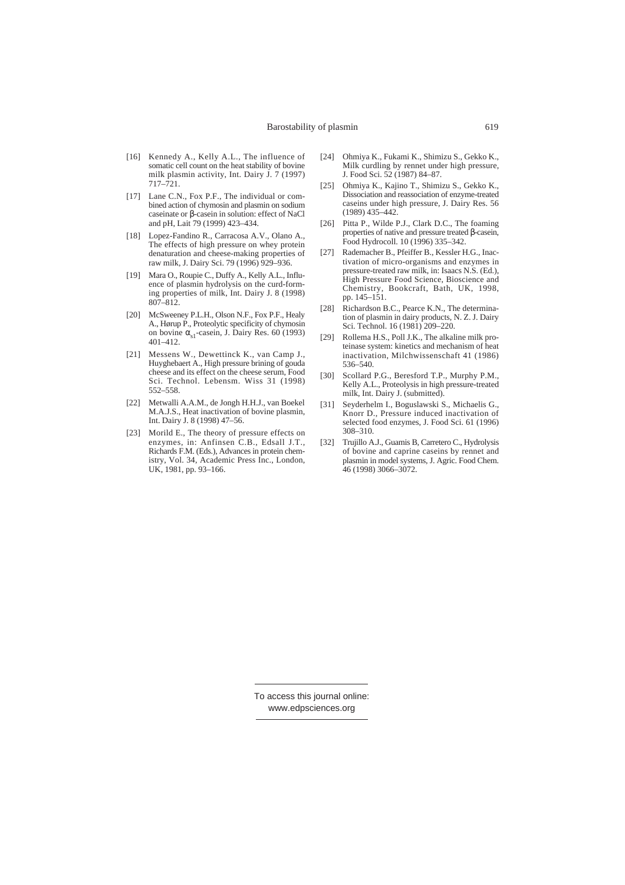[16] Kennedy A., Kelly A.L., The influence of somatic cell count on the heat stability of bovine milk plasmin activity, Int. Dairy J. 7 (1997) 717–721.

[17] Lane C.N., Fox P.F., The individual or combined action of chymosin and plasmin on sodium caseinate or β-casein in solution: effect of NaCl and pH, Lait 79 (1999) 423–434.

[18] Lopez-Fandino R., Carracosa A.V., Olano A., The effects of high pressure on whey protein denaturation and cheese-making properties of raw milk, J. Dairy Sci. 79 (1996) 929–936.

[19] Mara O., Roupie C., Duffy A., Kelly A.L., Influence of plasmin hydrolysis on the curd-forming properties of milk, Int. Dairy J. 8 (1998) 807–812.

[20] McSweeney P.L.H., Olson N.F., Fox P.F., Healy A., Hørup P., Proteolytic specificity of chymosin on bovine $\alpha_{s1}$-casein, J. Dairy Res. 60 (1993) 401–412.

[21] Messens W., Dewettinck K., van Camp J., Huyghebaert A., High pressure brining of gouda cheese and its effect on the cheese serum, Food Sci. Technol. Lebensm. Wiss 31 (1998) 552–558.

[22] Metwalli A.A.M., de Jongh H.H.J., van Boekel M.A.J.S., Heat inactivation of bovine plasmin, Int. Dairy J. 8 (1998) 47–56.

[23] Morild E., The theory of pressure effects on enzymes, in: Anfinsen C.B., Edsall J.T., Richards F.M. (Eds.), Advances in protein chemistry, Vol. 34, Academic Press Inc., London, UK, 1981, pp. 93–166.

[24] Ohmiya K., Fukami K., Shimizu S., Gekko K., Milk curdling by rennet under high pressure, J. Food Sci. 52 (1987) 84–87.

[25] Ohmiya K., Kajino T., Shimizu S., Gekko K., Dissociation and reassociation of enzyme-treated caseins under high pressure, J. Dairy Res. 56 (1989) 435–442.

[26] Pitta P., Wilde P.J., Clark D.C., The foaming properties of native and pressure treated β-casein, Food Hydrocoll. 10 (1996) 335–342.

[27] Rademacher B., Pfeiffer B., Kessler H.G., Inactivation of micro-organisms and enzymes in pressure-treated raw milk, in: Isaacs N.S. (Ed.), High Pressure Food Science, Bioscience and Chemistry, Bookcraft, Bath, UK, 1998, pp. 145–151.

[28] Richardson B.C., Pearce K.N., The determination of plasmin in dairy products, N. Z. J. Dairy Sci. Technol. 16 (1981) 209–220.

[29] Rollema H.S., Poll J.K., The alkaline milk proteinase system: kinetics and mechanism of heat inactivation, Milchwissenschaft 41 (1986) 536–540.

[30] Scollard P.G., Beresford T.P., Murphy P.M., Kelly A.L., Proteolysis in high pressure-treated milk, Int. Dairy J. (submitted).

[31] Seyderhelm I., Boguslawski S., Michaelis G., Knorr D., Pressure induced inactivation of selected food enzymes, J. Food Sci. 61 (1996) 308–310.

[32] Trujillo A.J., Guamis B, Carretero C., Hydrolysis of bovine and caprine caseins by rennet and plasmin in model systems, J. Agric. Food Chem. 46 (1998) 3066–3072.

To access this journal online:
www.edpsciences.org